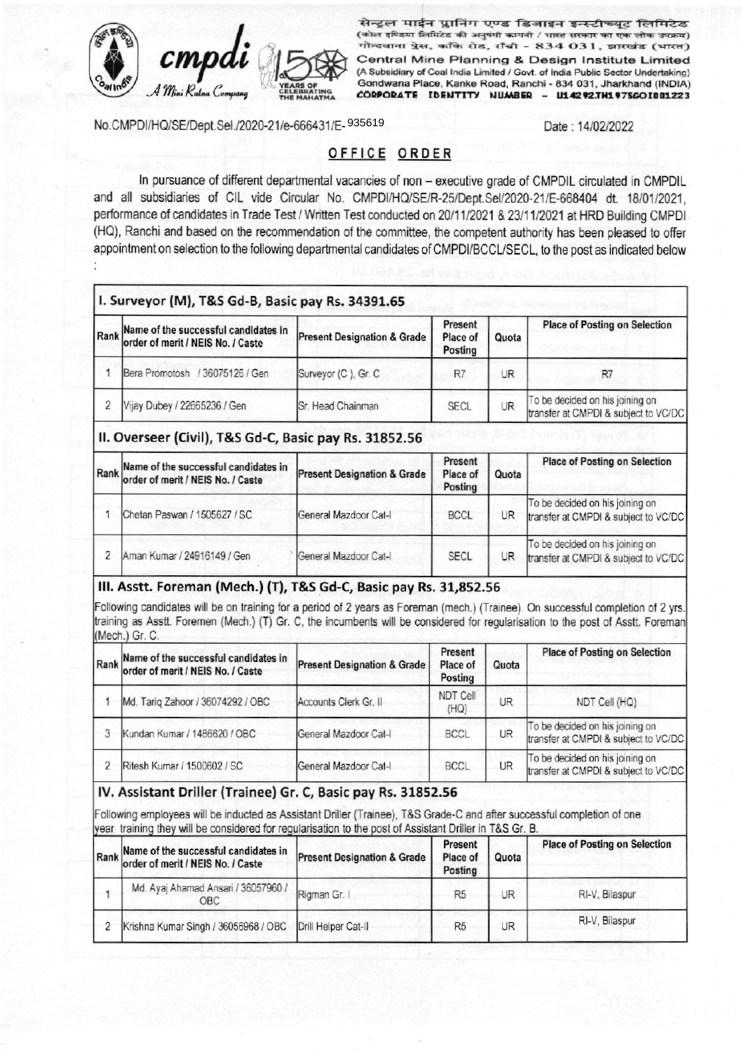सेन्ट्रल माईन प्लानिंग एण्ड डिजाइन इन्स्टीच्यूट लिमिटेड
(कोल इण्डिया लिमिटेड की अनुषंगी कम्पनी / भारत सरकार का एक लोक उपक्रम)
गोन्दवाना प्लेस, काँके रोड, राँची - 834 031, झारखंड (भारत)

**Central Mine Planning & Design Institute Limited**
(A Subsidiary of Coal India Limited / Govt. of India Public Sector Undertaking)
Gondwana Place, Kanke Road, Ranchi - 834 031, Jharkhand (INDIA)
CORPORATE IDENTITY NUMBER - U14292JH1975GOI001223

cmpdi — A Mini Ratna Company — 150 Years of Celebrating the Mahatma

No.CMPDI/HQ/SE/Dept.Sel./2020-21/e-666431/E-935619

Date : 14/02/2022

## OFFICE ORDER

In pursuance of different departmental vacancies of non – executive grade of CMPDIL circulated in CMPDIL and all subsidiaries of CIL vide Circular No. CMPDI/HQ/SE/R-25/Dept.Sel/2020-21/E-668404 dt. 18/01/2021, performance of candidates in Trade Test / Written Test conducted on 20/11/2021 & 23/11/2021 at HRD Building CMPDI (HQ), Ranchi and based on the recommendation of the committee, the competent authority has been pleased to offer appointment on selection to the following departmental candidates of CMPDI/BCCL/SECL, to the post as indicated below :

### I. Surveyor (M), T&S Gd-B, Basic pay Rs. 34391.65

| Rank | Name of the successful candidates in order of merit / NEIS No. / Caste | Present Designation & Grade | Present Place of Posting | Quota | Place of Posting on Selection |
|---|---|---|---|---|---|
| 1 | Bera Promotosh / 36075126 / Gen | Surveyor (C ), Gr. C | R7 | UR | R7 |
| 2 | Vijay Dubey / 22665236 / Gen | Sr. Head Chainman | SECL | UR | To be decided on his joining on transfer at CMPDI & subject to VC/DC |

### II. Overseer (Civil), T&S Gd-C, Basic pay Rs. 31852.56

| Rank | Name of the successful candidates in order of merit / NEIS No. / Caste | Present Designation & Grade | Present Place of Posting | Quota | Place of Posting on Selection |
|---|---|---|---|---|---|
| 1 | Chetan Paswan / 1505627 / SC | General Mazdoor Cat-I | BCCL | UR | To be decided on his joining on transfer at CMPDI & subject to VC/DC |
| 2 | Aman Kumar / 24916149 / Gen | General Mazdoor Cat-I | SECL | UR | To be decided on his joining on transfer at CMPDI & subject to VC/DC |

### III. Asstt. Foreman (Mech.) (T), T&S Gd-C, Basic pay Rs. 31,852.56

Following candidates will be on training for a period of 2 years as Foreman (mech.) (Trainee). On successful completion of 2 yrs. training as Asstt. Foremen (Mech.) (T) Gr. C, the incumbents will be considered for regularisation to the post of Asstt. Foreman (Mech.) Gr. C.

| Rank | Name of the successful candidates in order of merit / NEIS No. / Caste | Present Designation & Grade | Present Place of Posting | Quota | Place of Posting on Selection |
|---|---|---|---|---|---|
| 1 | Md. Tariq Zahoor / 36074292 / OBC | Accounts Clerk Gr. II | NDT Cell (HQ) | UR | NDT Cell (HQ) |
| 3 | Kundan Kumar / 1486620 / OBC | General Mazdoor Cat-I | BCCL | UR | To be decided on his joining on transfer at CMPDI & subject to VC/DC |
| 2 | Ritesh Kumar / 1500602 / SC | General Mazdoor Cat-I | BCCL | UR | To be decided on his joining on transfer at CMPDI & subject to VC/DC |

### IV. Assistant Driller (Trainee) Gr. C, Basic pay Rs. 31852.56

Following employees will be inducted as Assistant Driller (Trainee), T&S Grade-C and after successful completion of one year training they will be considered for regularisation to the post of Assistant Driller in T&S Gr. B.

| Rank | Name of the successful candidates in order of merit / NEIS No. / Caste | Present Designation & Grade | Present Place of Posting | Quota | Place of Posting on Selection |
|---|---|---|---|---|---|
| 1 | Md. Ayaj Ahamad Ansari / 36057960 / OBC | Rigman Gr. I | R5 | UR | RI-V, Bilaspur |
| 2 | Krishna Kumar Singh / 36056968 / OBC | Drill Helper Cat-II | R5 | UR | RI-V, Bilaspur |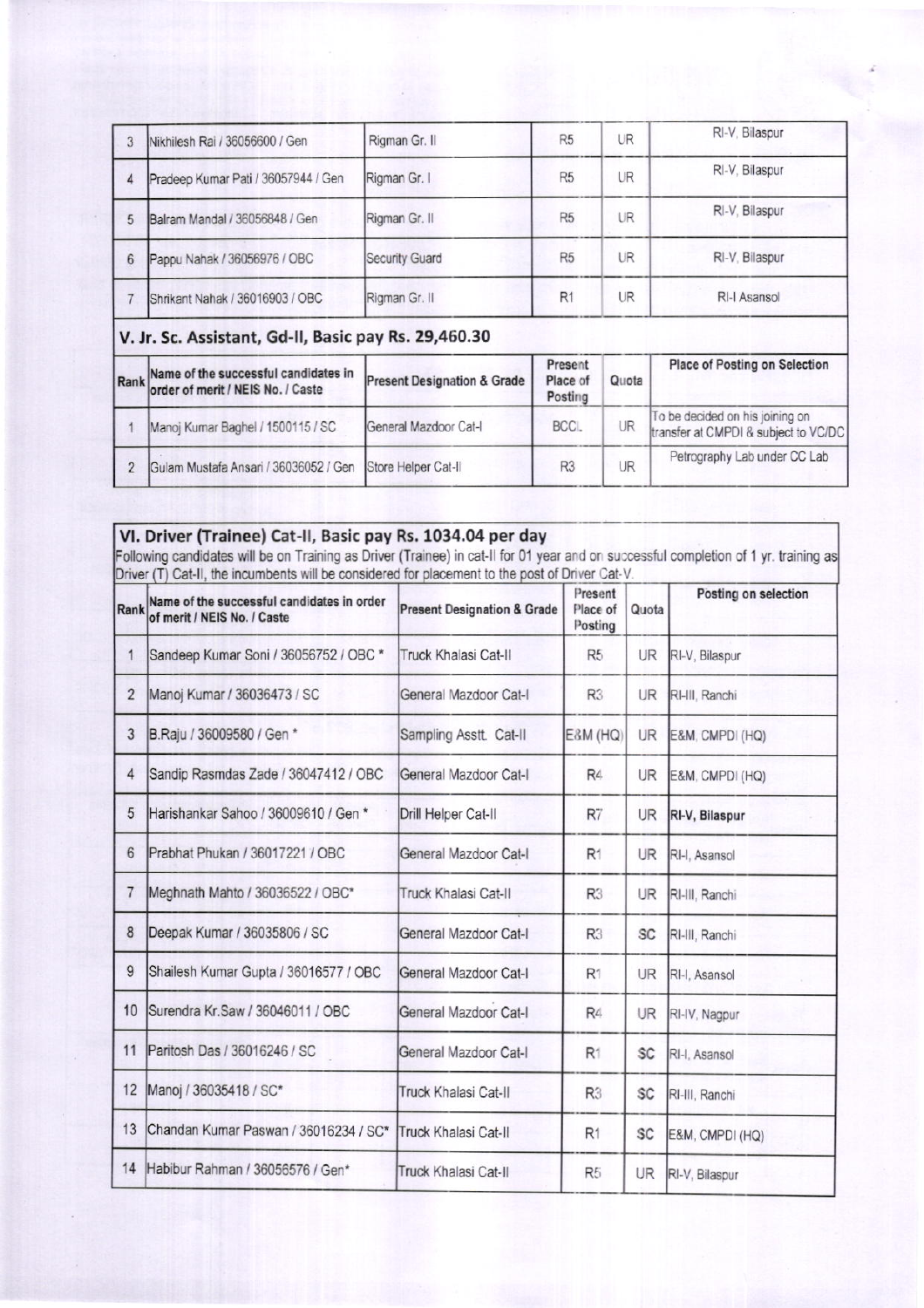| 3 | Nikhilesh Rai / 36056600 / Gen | Rigman Gr. II | R5 | UR | RI-V, Bilaspur |
|---|---|---|---|---|---|
| 4 | Pradeep Kumar Pati / 36057944 / Gen | Rigman Gr. I | R5 | UR | RI-V, Bilaspur |
| 5 | Balram Mandal / 36056848 / Gen | Rigman Gr. II | R5 | UR | RI-V, Bilaspur |
| 6 | Pappu Nahak / 36056976 / OBC | Security Guard | R5 | UR | RI-V, Bilaspur |
| 7 | Shrikant Nahak / 36016903 / OBC | Rigman Gr. II | R1 | UR | RI-I Asansol |

## V. Jr. Sc. Assistant, Gd-II, Basic pay Rs. 29,460.30

| Rank | Name of the successful candidates in order of merit / NEIS No. / Caste | Present Designation & Grade | Present Place of Posting | Quota | Place of Posting on Selection |
|---|---|---|---|---|---|
| 1 | Manoj Kumar Baghel / 1500115 / SC | General Mazdoor Cat-I | BCCL | UR | To be decided on his joining on transfer at CMPDI & subject to VC/DC |
| 2 | Gulam Mustafa Ansari / 36036052 / Gen | Store Helper Cat-II | R3 | UR | Petrography Lab under CC Lab |

## VI. Driver (Trainee) Cat-II, Basic pay Rs. 1034.04 per day

Following candidates will be on Training as Driver (Trainee) in cat-II for 01 year and on successful completion of 1 yr. training as Driver (T) Cat-II, the incumbents will be considered for placement to the post of Driver Cat-V.

| Rank | Name of the successful candidates in order of merit / NEIS No. / Caste | Present Designation & Grade | Present Place of Posting | Quota | Posting on selection |
|---|---|---|---|---|---|
| 1 | Sandeep Kumar Soni / 36056752 / OBC * | Truck Khalasi Cat-II | R5 | UR | RI-V, Bilaspur |
| 2 | Manoj Kumar / 36036473 / SC | General Mazdoor Cat-I | R3 | UR | RI-III, Ranchi |
| 3 | B.Raju / 36009580 / Gen * | Sampling Asstt. Cat-II | E&M (HQ) | UR | E&M, CMPDI (HQ) |
| 4 | Sandip Rasmdas Zade / 36047412 / OBC | General Mazdoor Cat-I | R4 | UR | E&M, CMPDI (HQ) |
| 5 | Harishankar Sahoo / 36009610 / Gen * | Drill Helper Cat-II | R7 | UR | **RI-V, Bilaspur** |
| 6 | Prabhat Phukan / 36017221 / OBC | General Mazdoor Cat-I | R1 | UR | RI-I, Asansol |
| 7 | Meghnath Mahto / 36036522 / OBC* | Truck Khalasi Cat-II | R3 | UR | RI-III, Ranchi |
| 8 | Deepak Kumar / 36035806 / SC | General Mazdoor Cat-I | R3 | SC | RI-III, Ranchi |
| 9 | Shailesh Kumar Gupta / 36016577 / OBC | General Mazdoor Cat-I | R1 | UR | RI-I, Asansol |
| 10 | Surendra Kr.Saw / 36046011 / OBC | General Mazdoor Cat-I | R4 | UR | RI-IV, Nagpur |
| 11 | Paritosh Das / 36016246 / SC | General Mazdoor Cat-I | R1 | SC | RI-I, Asansol |
| 12 | Manoj / 36035418 / SC* | Truck Khalasi Cat-II | R3 | SC | RI-III, Ranchi |
| 13 | Chandan Kumar Paswan / 36016234 / SC* | Truck Khalasi Cat-II | R1 | SC | E&M, CMPDI (HQ) |
| 14 | Habibur Rahman / 36056576 / Gen* | Truck Khalasi Cat-II | R5 | UR | RI-V, Bilaspur |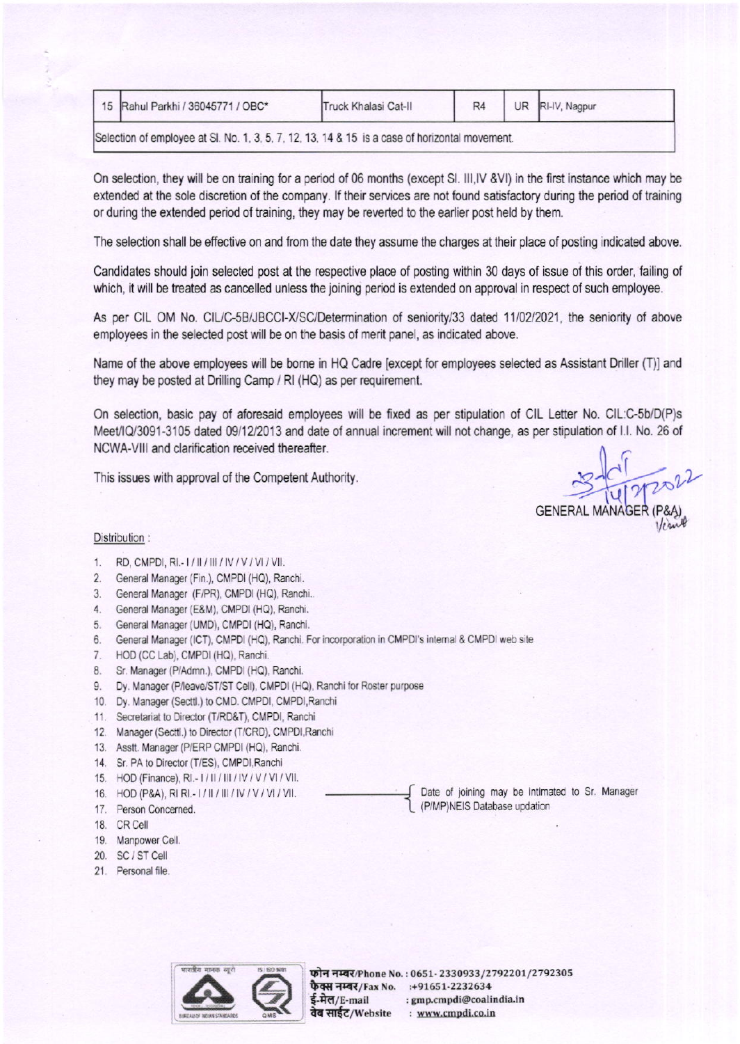| | | | | | |
|---|---|---|---|---|---|
| 15 | Rahul Parkhi / 36045771 / OBC* | Truck Khalasi Cat-II | R4 | UR | RI-IV, Nagpur |
| Selection of employee at Sl. No. 1, 3, 5, 7, 12, 13, 14 & 15 is a case of horizontal movement. | | | | | |

On selection, they will be on training for a period of 06 months (except Sl. III,IV &VI) in the first instance which may be extended at the sole discretion of the company. If their services are not found satisfactory during the period of training or during the extended period of training, they may be reverted to the earlier post held by them.

The selection shall be effective on and from the date they assume the charges at their place of posting indicated above.

Candidates should join selected post at the respective place of posting within 30 days of issue of this order, failing of which, it will be treated as cancelled unless the joining period is extended on approval in respect of such employee.

As per CIL OM No. CIL/C-5B/JBCCI-X/SC/Determination of seniority/33 dated 11/02/2021, the seniority of above employees in the selected post will be on the basis of merit panel, as indicated above.

Name of the above employees will be borne in HQ Cadre [except for employees selected as Assistant Driller (T)] and they may be posted at Drilling Camp / RI (HQ) as per requirement.

On selection, basic pay of aforesaid employees will be fixed as per stipulation of CIL Letter No. CIL:C-5b/D(P)s Meet/IQ/3091-3105 dated 09/12/2013 and date of annual increment will not change, as per stipulation of I.I. No. 26 of NCWA-VIII and clarification received thereafter.

This issues with approval of the Competent Authority.

14/12/2022

GENERAL MANAGER (P&A)

Distribution :

1. RD, CMPDI, RI.- I / II / III / IV / V / VI / VII.
2. General Manager (Fin.), CMPDI (HQ), Ranchi.
3. General Manager (F/PR), CMPDI (HQ), Ranchi..
4. General Manager (E&M), CMPDI (HQ), Ranchi.
5. General Manager (UMD), CMPDI (HQ), Ranchi.
6. General Manager (ICT), CMPDI (HQ), Ranchi. For incorporation in CMPDI's internal & CMPDI web site
7. HOD (CC Lab), CMPDI (HQ), Ranchi.
8. Sr. Manager (P/Admn.), CMPDI (HQ), Ranchi.
9. Dy. Manager (P/leave/ST/ST Cell), CMPDI (HQ), Ranchi for Roster purpose
10. Dy. Manager (Sectt.) to CMD. CMPDI, CMPDI,Ranchi
11. Secretariat to Director (T/RD&T), CMPDI, Ranchi
12. Manager (Sectt.) to Director (T/CRD), CMPDI,Ranchi
13. Asstt. Manager (P/ERP CMPDI (HQ), Ranchi.
14. Sr. PA to Director (T/ES), CMPDI,Ranchi
15. HOD (Finance), RI.- I / II / III / IV / V / VI / VII.
16. HOD (P&A), RI RI.- I / II / III / IV / V / VI / VII. — Date of joining may be intimated to Sr. Manager (P/MP)NEIS Database updation
17. Person Concerned.
18. CR Cell
19. Manpower Cell.
20. SC / ST Cell
21. Personal file.

फोन नम्बर/Phone No. : 0651-2330933/2792201/2792305
फैक्स नम्बर/Fax No. : +91651-2232634
ई-मेल/E-mail : gmp.cmpdi@coalindia.in
वेब साईट/Website : www.cmpdi.co.in